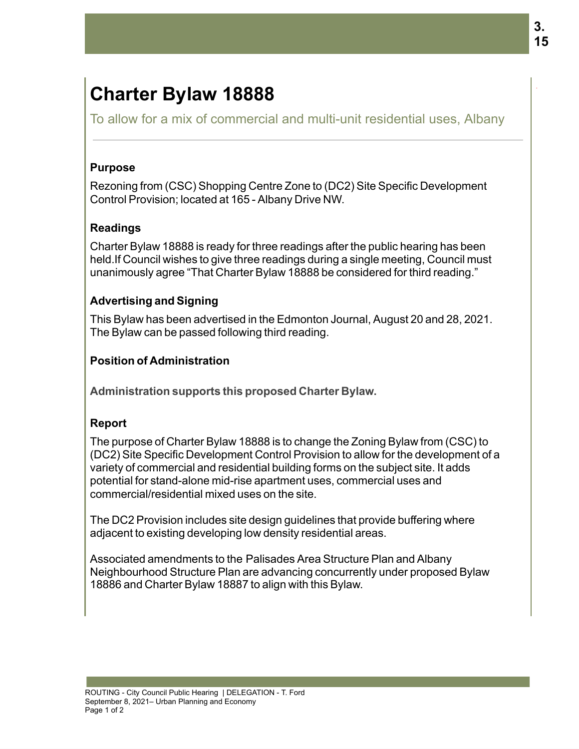# Charter Bylaw 18888

To allow for a mix of commercial and multi-unit residential uses, Albany

## Purpose

Rezoning from (CSC) Shopping Centre Zone to (DC2) Site Specific Development Control Provision; located at 165 - Albany Drive NW.

## Readings

Charter Bylaw 18888 is ready for three readings after the public hearing has been held.If Council wishes to give three readings during a single meeting, Council must unanimously agree "That Charter Bylaw 18888 be considered for third reading."

## Advertising and Signing

This Bylaw has been advertised in the Edmonton Journal, August 20 and 28, 2021. The Bylaw can be passed following third reading.

## Position of Administration

**Administration supports this proposed Charter Bylaw.**

## Report

The purpose of Charter Bylaw 18888 is to change the Zoning Bylaw from (CSC) to (DC2) Site Specific Development Control Provision to allow for the development of a variety of commercial and residential building forms on the subject site. It adds potential for stand-alone mid-rise apartment uses, commercial uses and commercial/residential mixed uses on the site.

The DC2 Provision includes site design guidelines that provide buffering where adjacent to existing developing low density residential areas.

Associated amendments to the Palisades Area Structure Plan and Albany Neighbourhood Structure Plan are advancing concurrently under proposed Bylaw 18886 and Charter Bylaw 18887 to align with this Bylaw.

ROUTING - City Council Public Hearing | DELEGATION - T. Ford
September 8, 2021– Urban Planning and Economy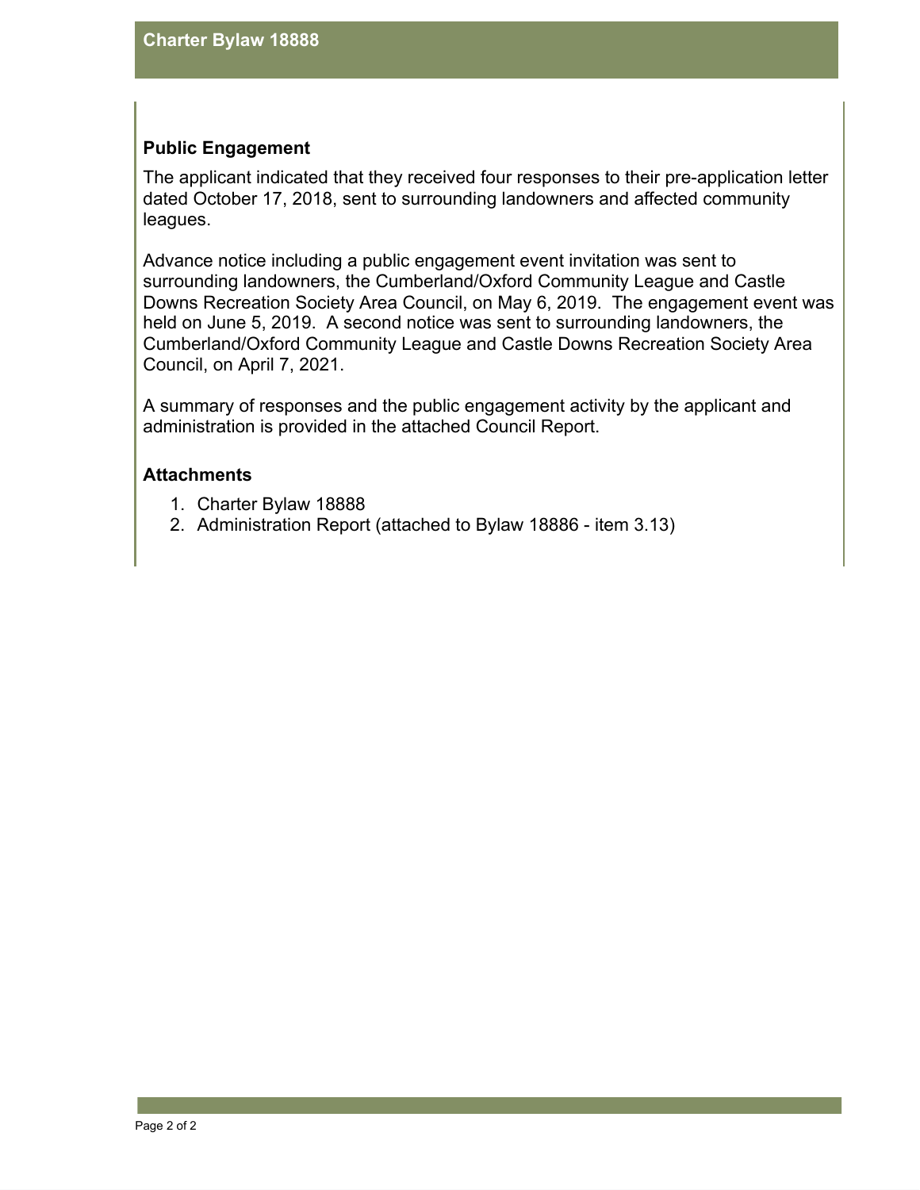## Public Engagement

The applicant indicated that they received four responses to their pre-application letter dated October 17, 2018, sent to surrounding landowners and affected community leagues.

Advance notice including a public engagement event invitation was sent to surrounding landowners, the Cumberland/Oxford Community League and Castle Downs Recreation Society Area Council, on May 6, 2019. The engagement event was held on June 5, 2019. A second notice was sent to surrounding landowners, the Cumberland/Oxford Community League and Castle Downs Recreation Society Area Council, on April 7, 2021.

A summary of responses and the public engagement activity by the applicant and administration is provided in the attached Council Report.

## Attachments

1. Charter Bylaw 18888
2. Administration Report (attached to Bylaw 18886 - item 3.13)